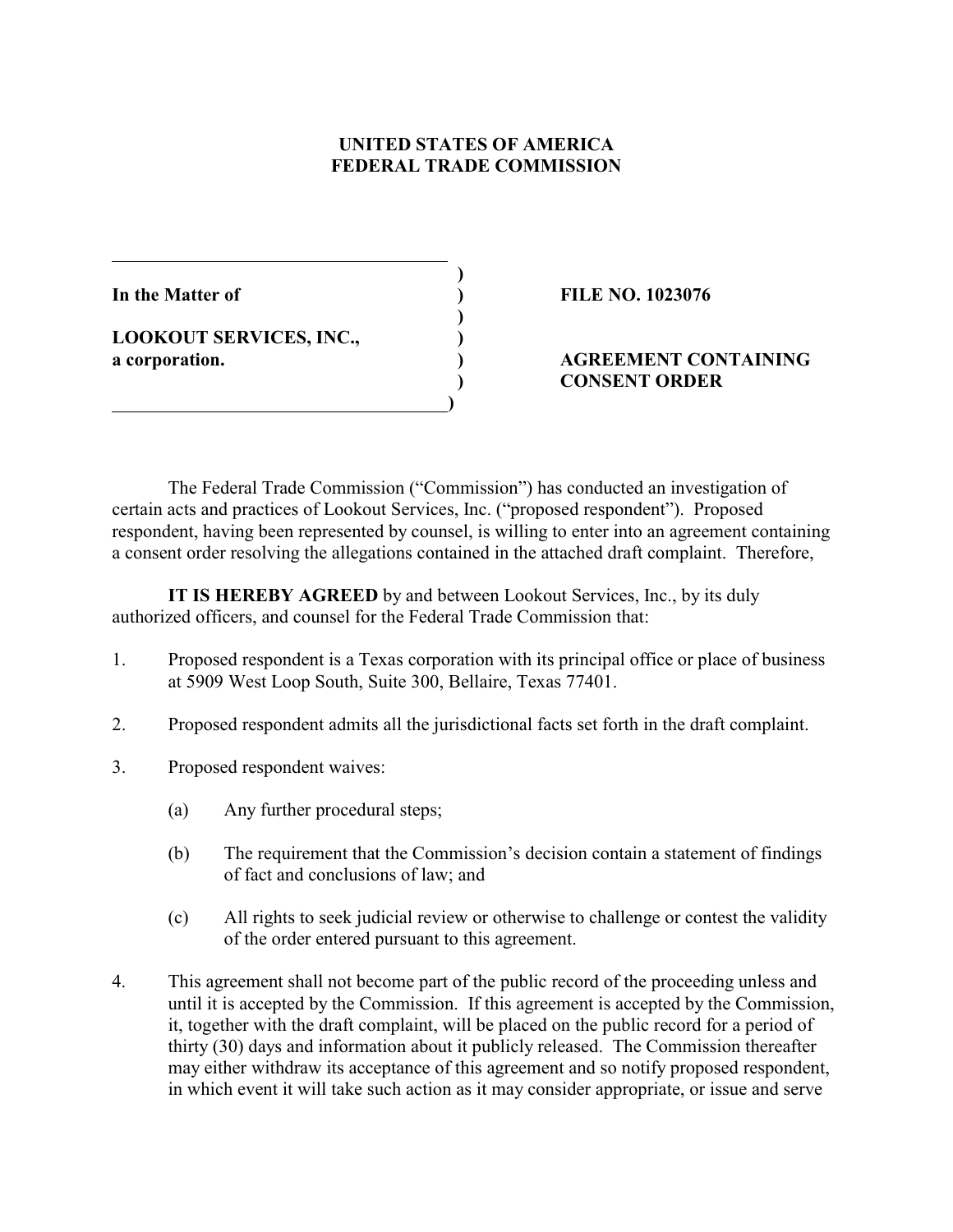**UNITED STATES OF AMERICA**
**FEDERAL TRADE COMMISSION**

| | |
|---|---|
| **In the Matter of** | **FILE NO. 1023076** |
| **LOOKOUT SERVICES, INC.,** | |
| **a corporation.** | **AGREEMENT CONTAINING CONSENT ORDER** |

The Federal Trade Commission ("Commission") has conducted an investigation of certain acts and practices of Lookout Services, Inc. ("proposed respondent"). Proposed respondent, having been represented by counsel, is willing to enter into an agreement containing a consent order resolving the allegations contained in the attached draft complaint. Therefore,

**IT IS HEREBY AGREED** by and between Lookout Services, Inc., by its duly authorized officers, and counsel for the Federal Trade Commission that:

1. Proposed respondent is a Texas corporation with its principal office or place of business at 5909 West Loop South, Suite 300, Bellaire, Texas 77401.

2. Proposed respondent admits all the jurisdictional facts set forth in the draft complaint.

3. Proposed respondent waives:

   (a) Any further procedural steps;

   (b) The requirement that the Commission's decision contain a statement of findings of fact and conclusions of law; and

   (c) All rights to seek judicial review or otherwise to challenge or contest the validity of the order entered pursuant to this agreement.

4. This agreement shall not become part of the public record of the proceeding unless and until it is accepted by the Commission. If this agreement is accepted by the Commission, it, together with the draft complaint, will be placed on the public record for a period of thirty (30) days and information about it publicly released. The Commission thereafter may either withdraw its acceptance of this agreement and so notify proposed respondent, in which event it will take such action as it may consider appropriate, or issue and serve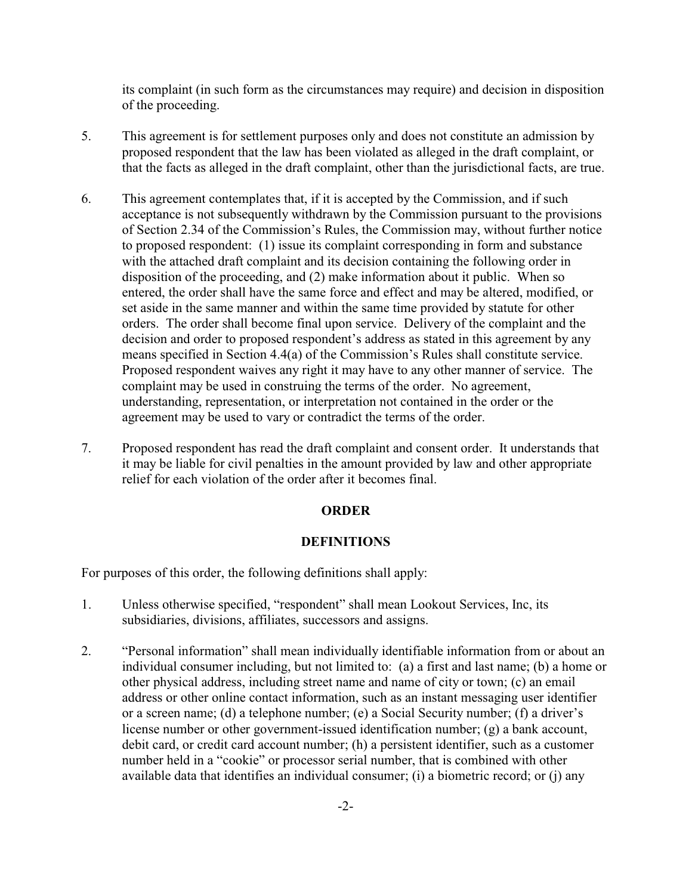its complaint (in such form as the circumstances may require) and decision in disposition of the proceeding.

5. This agreement is for settlement purposes only and does not constitute an admission by proposed respondent that the law has been violated as alleged in the draft complaint, or that the facts as alleged in the draft complaint, other than the jurisdictional facts, are true.

6. This agreement contemplates that, if it is accepted by the Commission, and if such acceptance is not subsequently withdrawn by the Commission pursuant to the provisions of Section 2.34 of the Commission's Rules, the Commission may, without further notice to proposed respondent: (1) issue its complaint corresponding in form and substance with the attached draft complaint and its decision containing the following order in disposition of the proceeding, and (2) make information about it public. When so entered, the order shall have the same force and effect and may be altered, modified, or set aside in the same manner and within the same time provided by statute for other orders. The order shall become final upon service. Delivery of the complaint and the decision and order to proposed respondent's address as stated in this agreement by any means specified in Section 4.4(a) of the Commission's Rules shall constitute service. Proposed respondent waives any right it may have to any other manner of service. The complaint may be used in construing the terms of the order. No agreement, understanding, representation, or interpretation not contained in the order or the agreement may be used to vary or contradict the terms of the order.

7. Proposed respondent has read the draft complaint and consent order. It understands that it may be liable for civil penalties in the amount provided by law and other appropriate relief for each violation of the order after it becomes final.

## ORDER

### DEFINITIONS

For purposes of this order, the following definitions shall apply:

1. Unless otherwise specified, "respondent" shall mean Lookout Services, Inc, its subsidiaries, divisions, affiliates, successors and assigns.

2. "Personal information" shall mean individually identifiable information from or about an individual consumer including, but not limited to: (a) a first and last name; (b) a home or other physical address, including street name and name of city or town; (c) an email address or other online contact information, such as an instant messaging user identifier or a screen name; (d) a telephone number; (e) a Social Security number; (f) a driver's license number or other government-issued identification number; (g) a bank account, debit card, or credit card account number; (h) a persistent identifier, such as a customer number held in a "cookie" or processor serial number, that is combined with other available data that identifies an individual consumer; (i) a biometric record; or (j) any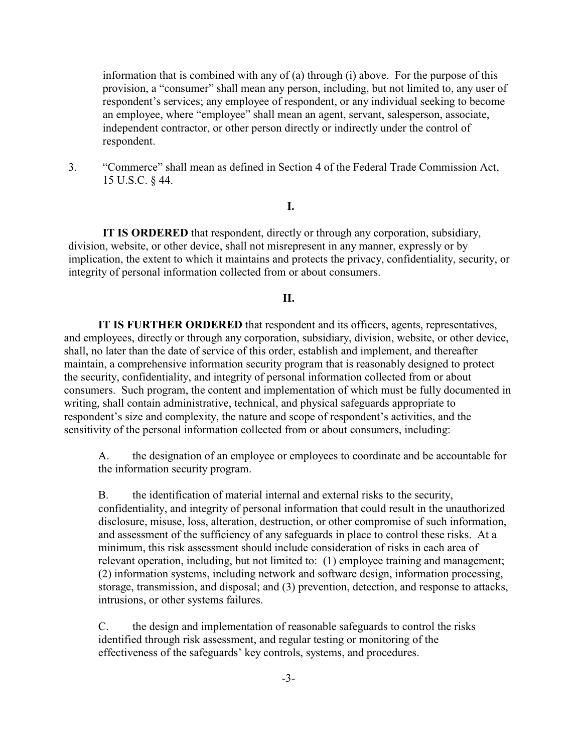information that is combined with any of (a) through (i) above. For the purpose of this provision, a "consumer" shall mean any person, including, but not limited to, any user of respondent's services; any employee of respondent, or any individual seeking to become an employee, where "employee" shall mean an agent, servant, salesperson, associate, independent contractor, or other person directly or indirectly under the control of respondent.

3. "Commerce" shall mean as defined in Section 4 of the Federal Trade Commission Act, 15 U.S.C. § 44.

**I.**

**IT IS ORDERED** that respondent, directly or through any corporation, subsidiary, division, website, or other device, shall not misrepresent in any manner, expressly or by implication, the extent to which it maintains and protects the privacy, confidentiality, security, or integrity of personal information collected from or about consumers.

**II.**

**IT IS FURTHER ORDERED** that respondent and its officers, agents, representatives, and employees, directly or through any corporation, subsidiary, division, website, or other device, shall, no later than the date of service of this order, establish and implement, and thereafter maintain, a comprehensive information security program that is reasonably designed to protect the security, confidentiality, and integrity of personal information collected from or about consumers. Such program, the content and implementation of which must be fully documented in writing, shall contain administrative, technical, and physical safeguards appropriate to respondent's size and complexity, the nature and scope of respondent's activities, and the sensitivity of the personal information collected from or about consumers, including:

A. the designation of an employee or employees to coordinate and be accountable for the information security program.

B. the identification of material internal and external risks to the security, confidentiality, and integrity of personal information that could result in the unauthorized disclosure, misuse, loss, alteration, destruction, or other compromise of such information, and assessment of the sufficiency of any safeguards in place to control these risks. At a minimum, this risk assessment should include consideration of risks in each area of relevant operation, including, but not limited to: (1) employee training and management; (2) information systems, including network and software design, information processing, storage, transmission, and disposal; and (3) prevention, detection, and response to attacks, intrusions, or other systems failures.

C. the design and implementation of reasonable safeguards to control the risks identified through risk assessment, and regular testing or monitoring of the effectiveness of the safeguards' key controls, systems, and procedures.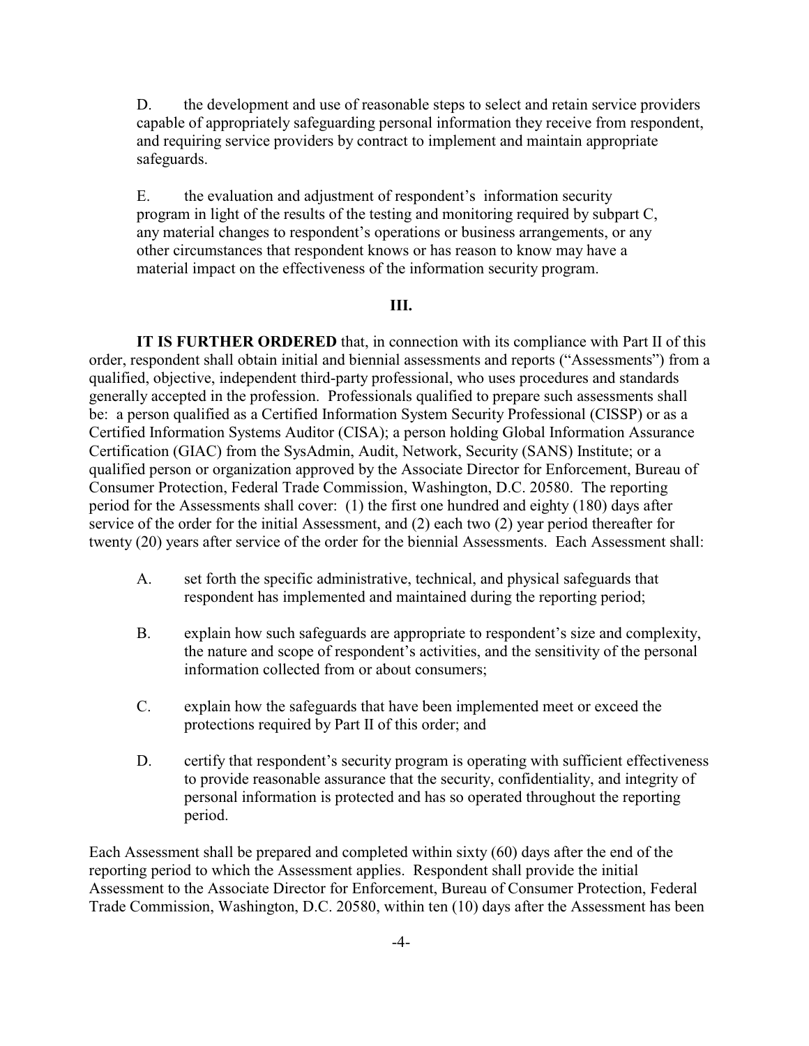D. the development and use of reasonable steps to select and retain service providers capable of appropriately safeguarding personal information they receive from respondent, and requiring service providers by contract to implement and maintain appropriate safeguards.

E. the evaluation and adjustment of respondent's information security program in light of the results of the testing and monitoring required by subpart C, any material changes to respondent's operations or business arrangements, or any other circumstances that respondent knows or has reason to know may have a material impact on the effectiveness of the information security program.

## III.

**IT IS FURTHER ORDERED** that, in connection with its compliance with Part II of this order, respondent shall obtain initial and biennial assessments and reports ("Assessments") from a qualified, objective, independent third-party professional, who uses procedures and standards generally accepted in the profession. Professionals qualified to prepare such assessments shall be: a person qualified as a Certified Information System Security Professional (CISSP) or as a Certified Information Systems Auditor (CISA); a person holding Global Information Assurance Certification (GIAC) from the SysAdmin, Audit, Network, Security (SANS) Institute; or a qualified person or organization approved by the Associate Director for Enforcement, Bureau of Consumer Protection, Federal Trade Commission, Washington, D.C. 20580. The reporting period for the Assessments shall cover: (1) the first one hundred and eighty (180) days after service of the order for the initial Assessment, and (2) each two (2) year period thereafter for twenty (20) years after service of the order for the biennial Assessments. Each Assessment shall:

A. set forth the specific administrative, technical, and physical safeguards that respondent has implemented and maintained during the reporting period;

B. explain how such safeguards are appropriate to respondent's size and complexity, the nature and scope of respondent's activities, and the sensitivity of the personal information collected from or about consumers;

C. explain how the safeguards that have been implemented meet or exceed the protections required by Part II of this order; and

D. certify that respondent's security program is operating with sufficient effectiveness to provide reasonable assurance that the security, confidentiality, and integrity of personal information is protected and has so operated throughout the reporting period.

Each Assessment shall be prepared and completed within sixty (60) days after the end of the reporting period to which the Assessment applies. Respondent shall provide the initial Assessment to the Associate Director for Enforcement, Bureau of Consumer Protection, Federal Trade Commission, Washington, D.C. 20580, within ten (10) days after the Assessment has been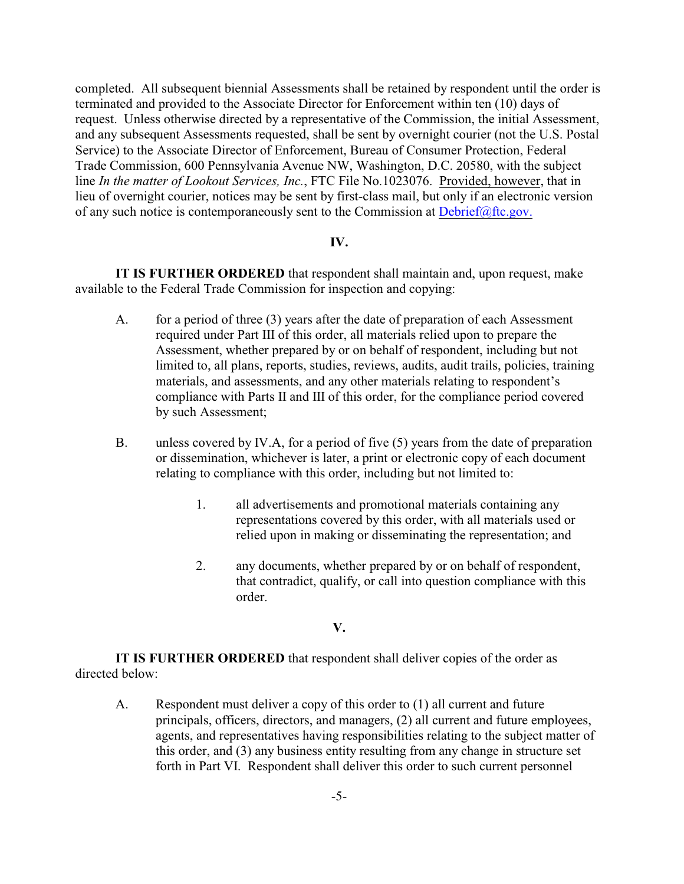completed. All subsequent biennial Assessments shall be retained by respondent until the order is terminated and provided to the Associate Director for Enforcement within ten (10) days of request. Unless otherwise directed by a representative of the Commission, the initial Assessment, and any subsequent Assessments requested, shall be sent by overnight courier (not the U.S. Postal Service) to the Associate Director of Enforcement, Bureau of Consumer Protection, Federal Trade Commission, 600 Pennsylvania Avenue NW, Washington, D.C. 20580, with the subject line *In the matter of Lookout Services, Inc.*, FTC File No.1023076. Provided, however, that in lieu of overnight courier, notices may be sent by first-class mail, but only if an electronic version of any such notice is contemporaneously sent to the Commission at Debrief@ftc.gov.

## IV.

**IT IS FURTHER ORDERED** that respondent shall maintain and, upon request, make available to the Federal Trade Commission for inspection and copying:

A. for a period of three (3) years after the date of preparation of each Assessment required under Part III of this order, all materials relied upon to prepare the Assessment, whether prepared by or on behalf of respondent, including but not limited to, all plans, reports, studies, reviews, audits, audit trails, policies, training materials, and assessments, and any other materials relating to respondent's compliance with Parts II and III of this order, for the compliance period covered by such Assessment;

B. unless covered by IV.A, for a period of five (5) years from the date of preparation or dissemination, whichever is later, a print or electronic copy of each document relating to compliance with this order, including but not limited to:

   1. all advertisements and promotional materials containing any representations covered by this order, with all materials used or relied upon in making or disseminating the representation; and

   2. any documents, whether prepared by or on behalf of respondent, that contradict, qualify, or call into question compliance with this order.

## V.

**IT IS FURTHER ORDERED** that respondent shall deliver copies of the order as directed below:

A. Respondent must deliver a copy of this order to (1) all current and future principals, officers, directors, and managers, (2) all current and future employees, agents, and representatives having responsibilities relating to the subject matter of this order, and (3) any business entity resulting from any change in structure set forth in Part VI. Respondent shall deliver this order to such current personnel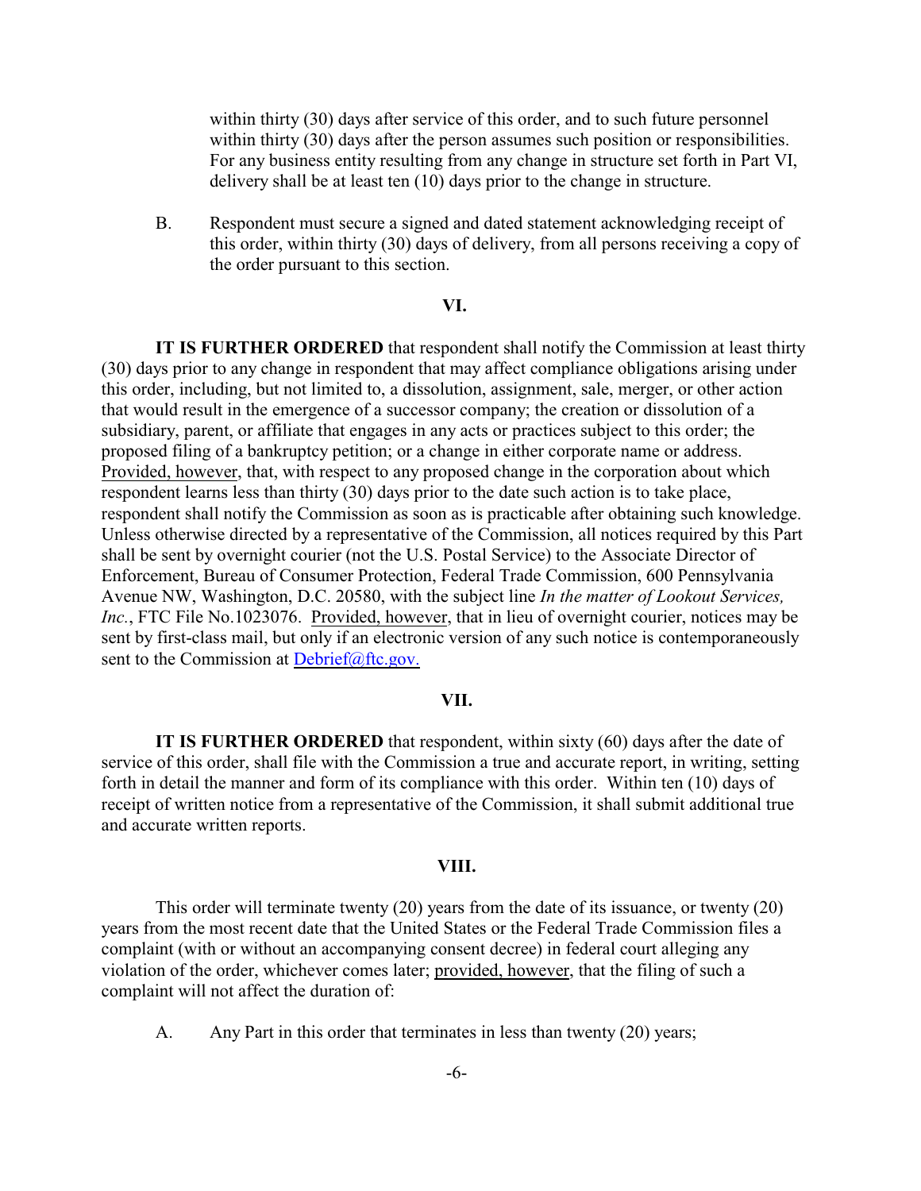within thirty (30) days after service of this order, and to such future personnel within thirty (30) days after the person assumes such position or responsibilities. For any business entity resulting from any change in structure set forth in Part VI, delivery shall be at least ten (10) days prior to the change in structure.

B. Respondent must secure a signed and dated statement acknowledging receipt of this order, within thirty (30) days of delivery, from all persons receiving a copy of the order pursuant to this section.

**VI.**

**IT IS FURTHER ORDERED** that respondent shall notify the Commission at least thirty (30) days prior to any change in respondent that may affect compliance obligations arising under this order, including, but not limited to, a dissolution, assignment, sale, merger, or other action that would result in the emergence of a successor company; the creation or dissolution of a subsidiary, parent, or affiliate that engages in any acts or practices subject to this order; the proposed filing of a bankruptcy petition; or a change in either corporate name or address. Provided, however, that, with respect to any proposed change in the corporation about which respondent learns less than thirty (30) days prior to the date such action is to take place, respondent shall notify the Commission as soon as is practicable after obtaining such knowledge. Unless otherwise directed by a representative of the Commission, all notices required by this Part shall be sent by overnight courier (not the U.S. Postal Service) to the Associate Director of Enforcement, Bureau of Consumer Protection, Federal Trade Commission, 600 Pennsylvania Avenue NW, Washington, D.C. 20580, with the subject line *In the matter of Lookout Services, Inc.*, FTC File No.1023076. Provided, however, that in lieu of overnight courier, notices may be sent by first-class mail, but only if an electronic version of any such notice is contemporaneously sent to the Commission at Debrief@ftc.gov.

**VII.**

**IT IS FURTHER ORDERED** that respondent, within sixty (60) days after the date of service of this order, shall file with the Commission a true and accurate report, in writing, setting forth in detail the manner and form of its compliance with this order. Within ten (10) days of receipt of written notice from a representative of the Commission, it shall submit additional true and accurate written reports.

**VIII.**

This order will terminate twenty (20) years from the date of its issuance, or twenty (20) years from the most recent date that the United States or the Federal Trade Commission files a complaint (with or without an accompanying consent decree) in federal court alleging any violation of the order, whichever comes later; provided, however, that the filing of such a complaint will not affect the duration of:

A. Any Part in this order that terminates in less than twenty (20) years;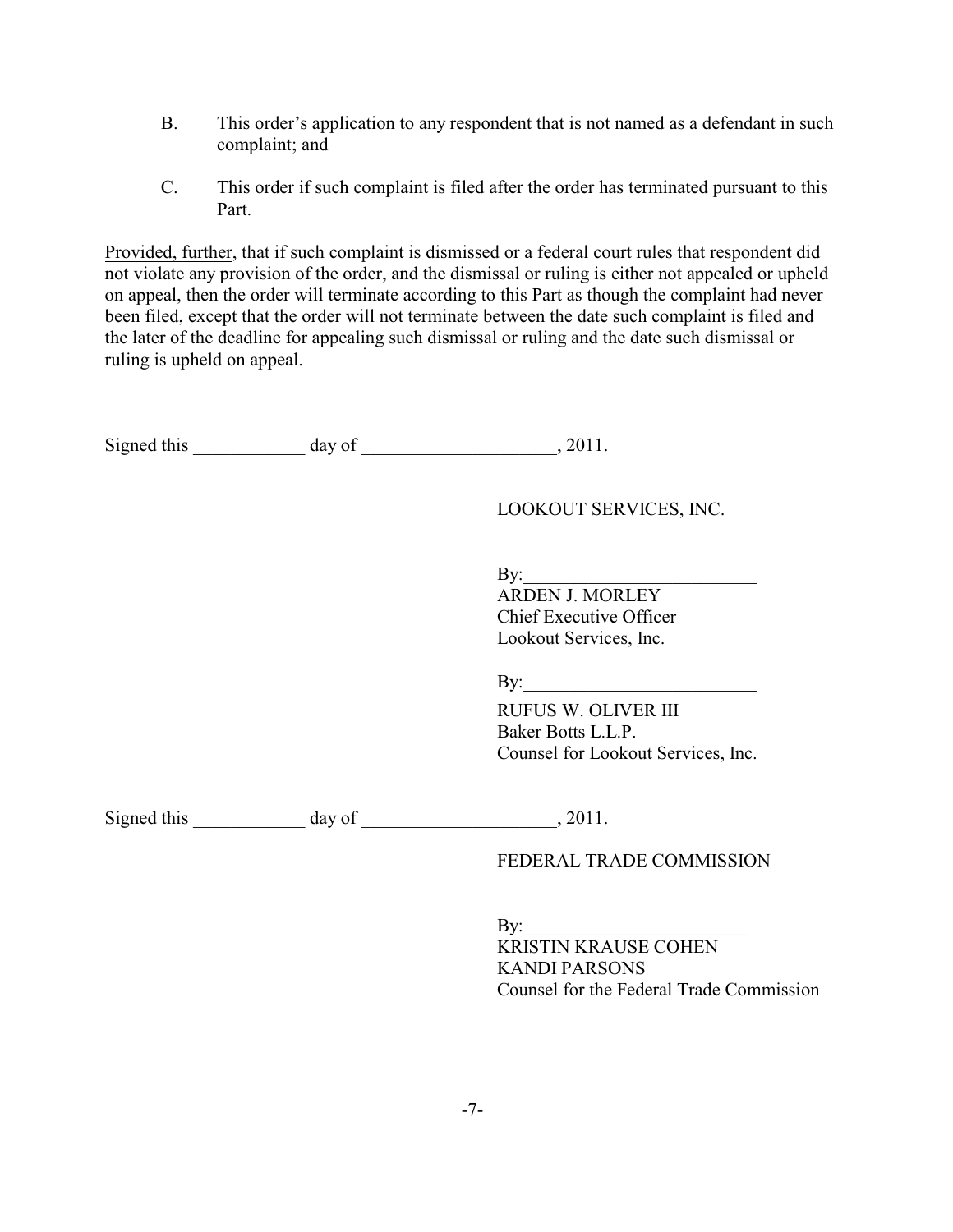B. This order's application to any respondent that is not named as a defendant in such complaint; and

C. This order if such complaint is filed after the order has terminated pursuant to this Part.

Provided, further, that if such complaint is dismissed or a federal court rules that respondent did not violate any provision of the order, and the dismissal or ruling is either not appealed or upheld on appeal, then the order will terminate according to this Part as though the complaint had never been filed, except that the order will not terminate between the date such complaint is filed and the later of the deadline for appealing such dismissal or ruling and the date such dismissal or ruling is upheld on appeal.

Signed this ____________ day of ____________________, 2011.

LOOKOUT SERVICES, INC.

By:________________________
ARDEN J. MORLEY
Chief Executive Officer
Lookout Services, Inc.

By:________________________
RUFUS W. OLIVER III
Baker Botts L.L.P.
Counsel for Lookout Services, Inc.

Signed this ____________ day of ____________________, 2011.

FEDERAL TRADE COMMISSION

By:________________________
KRISTIN KRAUSE COHEN
KANDI PARSONS
Counsel for the Federal Trade Commission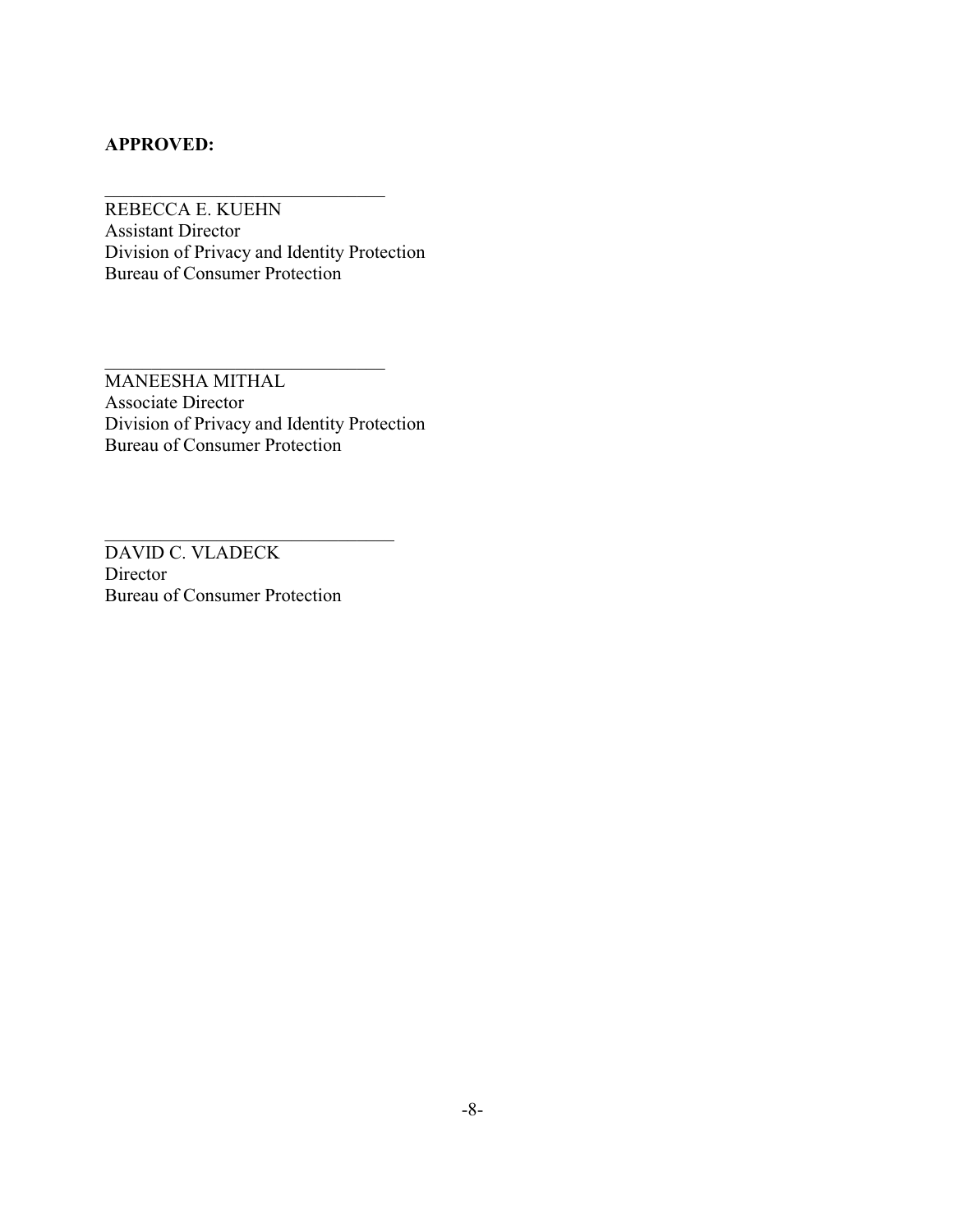**APPROVED:**

\_\_\_\_\_\_\_\_\_\_\_\_\_\_\_\_\_\_\_\_\_\_\_\_\_\_\_\_\_\_

REBECCA E. KUEHN
Assistant Director
Division of Privacy and Identity Protection
Bureau of Consumer Protection

\_\_\_\_\_\_\_\_\_\_\_\_\_\_\_\_\_\_\_\_\_\_\_\_\_\_\_\_\_\_

MANEESHA MITHAL
Associate Director
Division of Privacy and Identity Protection
Bureau of Consumer Protection

\_\_\_\_\_\_\_\_\_\_\_\_\_\_\_\_\_\_\_\_\_\_\_\_\_\_\_\_\_\_

DAVID C. VLADECK
Director
Bureau of Consumer Protection